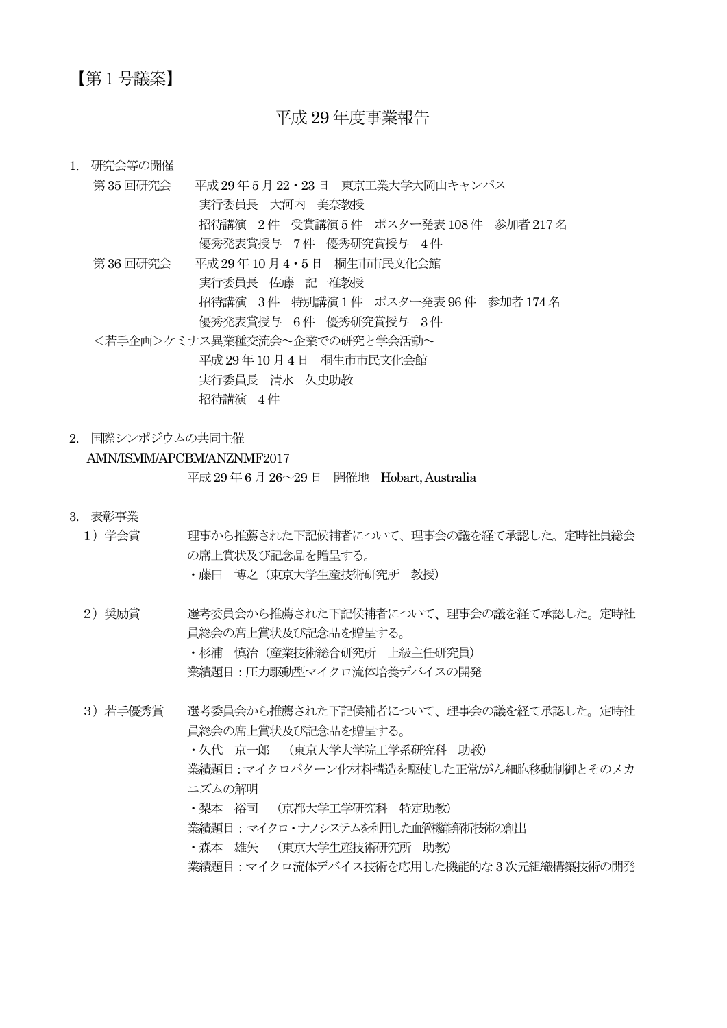【第1号議案】

# 平成29年度事業報告

1. 研究会等の開催

第35回研究会　平成29年5月22・23日　東京工業大学大岡山キャンパス
実行委員長　大河内　美奈教授
招待講演　2件　受賞講演5件　ポスター発表108件　参加者217名
優秀発表賞授与　7件　優秀研究賞授与　4件

第36回研究会　平成29年10月4・5日　桐生市市民文化会館
実行委員長　佐藤　記一准教授
招待講演　3件　特別講演1件　ポスター発表96件　参加者174名
優秀発表賞授与　6件　優秀研究賞授与　3件

＜若手企画＞ケミナス異業種交流会～企業での研究と学会活動～
平成29年10月4日　桐生市市民文化会館
実行委員長　清水　久史助教
招待講演　4件

2. 国際シンポジウムの共同主催

AMN/ISMM/APCBM/ANZNMF2017
平成29年6月26～29日　開催地　Hobart, Australia

3. 表彰事業

1）学会賞　理事から推薦された下記候補者について、理事会の議を経て承認した。定時社員総会の席上賞状及び記念品を贈呈する。
・藤田　博之（東京大学生産技術研究所　教授）

2）奨励賞　選考委員会から推薦された下記候補者について、理事会の議を経て承認した。定時社員総会の席上賞状及び記念品を贈呈する。
・杉浦　慎治（産業技術総合研究所　上級主任研究員）
業績題目：圧力駆動型マイクロ流体培養デバイスの開発

3）若手優秀賞　選考委員会から推薦された下記候補者について、理事会の議を経て承認した。定時社員総会の席上賞状及び記念品を贈呈する。
・久代　京一郎　（東京大学大学院工学系研究科　助教）
業績題目：マイクロパターン化材料構造を駆使した正常/がん細胞移動制御とそのメカニズムの解明
・梨本　裕司　（京都大学工学研究科　特定助教）
業績題目：マイクロ・ナノシステムを利用した血管機能解析技術の創出
・森本　雄矢　（東京大学生産技術研究所　助教）
業績題目：マイクロ流体デバイス技術を応用した機能的な3次元組織構築技術の開発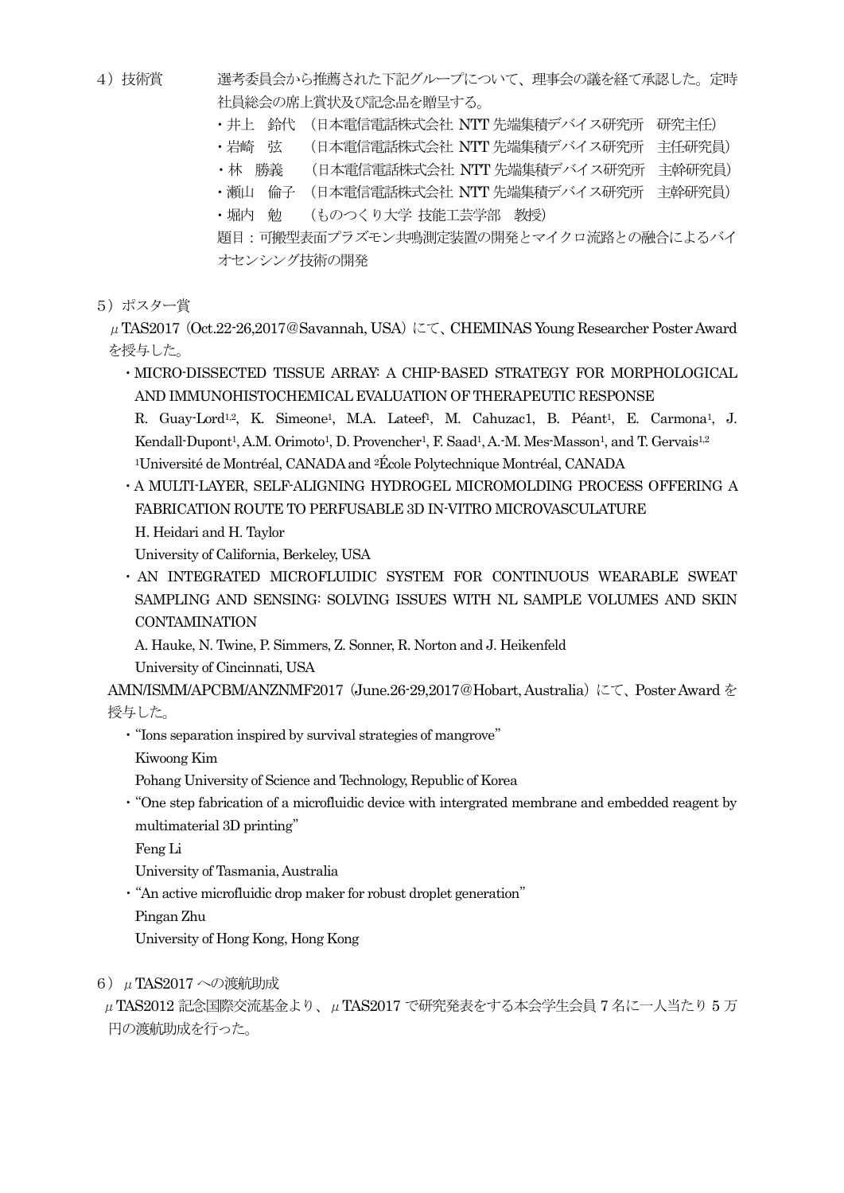4）技術賞　　選考委員会から推薦された下記グループについて、理事会の議を経て承認した。定時社員総会の席上賞状及び記念品を贈呈する。

- 井上　鈴代　（日本電信電話株式会社 NTT 先端集積デバイス研究所　研究主任）
- 岩崎　弦　　（日本電信電話株式会社 NTT 先端集積デバイス研究所　主任研究員）
- 林　勝義　　（日本電信電話株式会社 NTT 先端集積デバイス研究所　主幹研究員）
- 瀬山　倫子　（日本電信電話株式会社 NTT 先端集積デバイス研究所　主幹研究員）
- 堀内　勉　　（ものつくり大学 技能工芸学部　教授）

題目：可搬型表面プラズモン共鳴測定装置の開発とマイクロ流路との融合によるバイオセンシング技術の開発

5）ポスター賞

μTAS2017（Oct.22-26,2017@Savannah, USA）にて、CHEMINAS Young Researcher Poster Award を授与した。

- MICRO-DISSECTED TISSUE ARRAY: A CHIP-BASED STRATEGY FOR MORPHOLOGICAL AND IMMUNOHISTOCHEMICAL EVALUATION OF THERAPEUTIC RESPONSE
  R. Guay-Lord[1,2], K. Simeone[1], M.A. Lateef[1], M. Cahuzac1, B. Péant[1], E. Carmona[1], J. Kendall-Dupont[1], A.M. Orimoto[1], D. Provencher[1], F. Saad[1], A.-M. Mes-Masson[1], and T. Gervais[1,2]
  [1]Université de Montréal, CANADA and [2]École Polytechnique Montréal, CANADA
- A MULTI-LAYER, SELF-ALIGNING HYDROGEL MICROMOLDING PROCESS OFFERING A FABRICATION ROUTE TO PERFUSABLE 3D IN-VITRO MICROVASCULATURE
  H. Heidari and H. Taylor
  University of California, Berkeley, USA
- AN INTEGRATED MICROFLUIDIC SYSTEM FOR CONTINUOUS WEARABLE SWEAT SAMPLING AND SENSING: SOLVING ISSUES WITH NL SAMPLE VOLUMES AND SKIN CONTAMINATION
  A. Hauke, N. Twine, P. Simmers, Z. Sonner, R. Norton and J. Heikenfeld
  University of Cincinnati, USA

AMN/ISMM/APCBM/ANZNMF2017（June.26-29,2017@Hobart, Australia）にて、Poster Award を授与した。

- "Ions separation inspired by survival strategies of mangrove"
  Kiwoong Kim
  Pohang University of Science and Technology, Republic of Korea
- "One step fabrication of a microfluidic device with intergrated membrane and embedded reagent by multimaterial 3D printing"
  Feng Li
  University of Tasmania, Australia
- "An active microfluidic drop maker for robust droplet generation"
  Pingan Zhu
  University of Hong Kong, Hong Kong

6）μTAS2017 への渡航助成

μTAS2012 記念国際交流基金より、μTAS2017 で研究発表をする本会学生会員 7 名に一人当たり 5 万円の渡航助成を行った。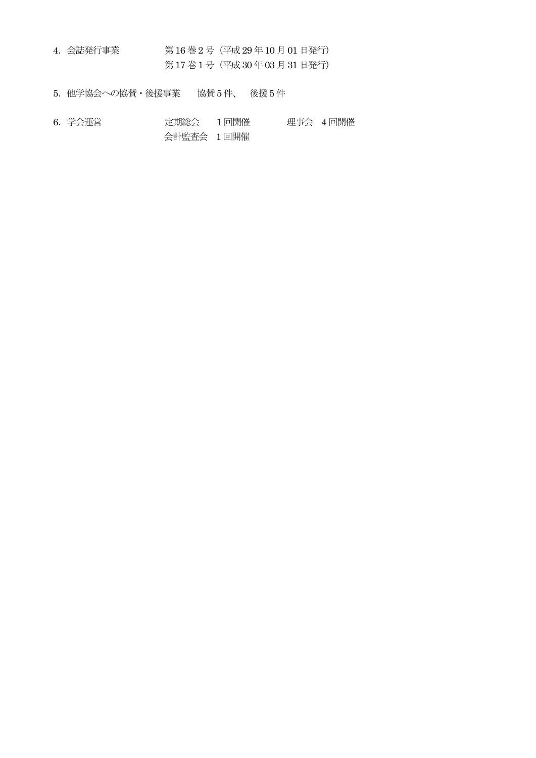4. 会誌発行事業　　　　第16巻2号（平成29年10月01日発行）
　　　　　　　　　　　第17巻1号（平成30年03月31日発行）

5. 他学協会への協賛・後援事業　　協賛5件、　後援5件

6. 学会運営　　　　　　定期総会　　1回開催　　　　　理事会　4回開催
　　　　　　　　　　　会計監査会　1回開催